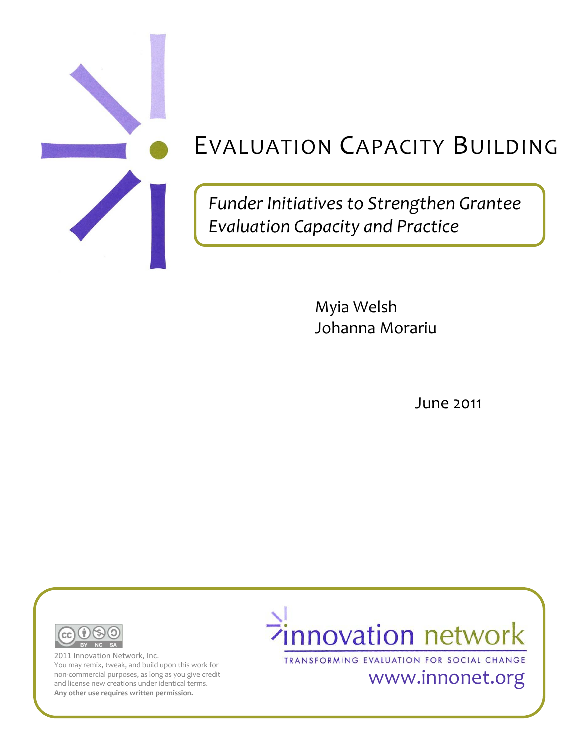# Evaluation Capacity Building

*Funder Initiatives to Strengthen Grantee Evaluation Capacity and Practice*

Myia Welsh
Johanna Morariu

June 2011

2011 Innovation Network, Inc.
You may remix, tweak, and build upon this work for non-commercial purposes, as long as you give credit and license new creations under identical terms.
**Any other use requires written permission.**

innovation network
TRANSFORMING EVALUATION FOR SOCIAL CHANGE
www.innonet.org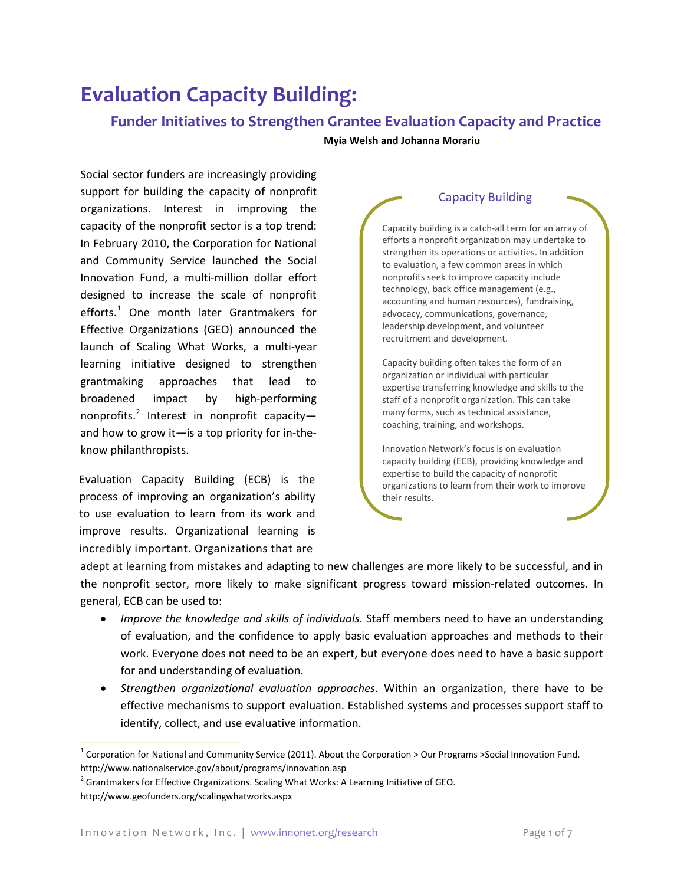# Evaluation Capacity Building:

## Funder Initiatives to Strengthen Grantee Evaluation Capacity and Practice

**Myia Welsh and Johanna Morariu**

Social sector funders are increasingly providing support for building the capacity of nonprofit organizations. Interest in improving the capacity of the nonprofit sector is a top trend: In February 2010, the Corporation for National and Community Service launched the Social Innovation Fund, a multi-million dollar effort designed to increase the scale of nonprofit efforts.[1] One month later Grantmakers for Effective Organizations (GEO) announced the launch of Scaling What Works, a multi-year learning initiative designed to strengthen grantmaking approaches that lead to broadened impact by high-performing nonprofits.[2] Interest in nonprofit capacity—and how to grow it—is a top priority for in-the-know philanthropists.

> ### Capacity Building
>
> Capacity building is a catch-all term for an array of efforts a nonprofit organization may undertake to strengthen its operations or activities. In addition to evaluation, a few common areas in which nonprofits seek to improve capacity include technology, back office management (e.g., accounting and human resources), fundraising, advocacy, communications, governance, leadership development, and volunteer recruitment and development.
>
> Capacity building often takes the form of an organization or individual with particular expertise transferring knowledge and skills to the staff of a nonprofit organization. This can take many forms, such as technical assistance, coaching, training, and workshops.
>
> Innovation Network's focus is on evaluation capacity building (ECB), providing knowledge and expertise to build the capacity of nonprofit organizations to learn from their work to improve their results.

Evaluation Capacity Building (ECB) is the process of improving an organization's ability to use evaluation to learn from its work and improve results. Organizational learning is incredibly important. Organizations that are adept at learning from mistakes and adapting to new challenges are more likely to be successful, and in the nonprofit sector, more likely to make significant progress toward mission-related outcomes. In general, ECB can be used to:

- *Improve the knowledge and skills of individuals*. Staff members need to have an understanding of evaluation, and the confidence to apply basic evaluation approaches and methods to their work. Everyone does not need to be an expert, but everyone does need to have a basic support for and understanding of evaluation.
- *Strengthen organizational evaluation approaches*. Within an organization, there have to be effective mechanisms to support evaluation. Established systems and processes support staff to identify, collect, and use evaluative information.

---

[1] Corporation for National and Community Service (2011). About the Corporation > Our Programs >Social Innovation Fund. http://www.nationalservice.gov/about/programs/innovation.asp

[2] Grantmakers for Effective Organizations. Scaling What Works: A Learning Initiative of GEO. http://www.geofunders.org/scalingwhatworks.aspx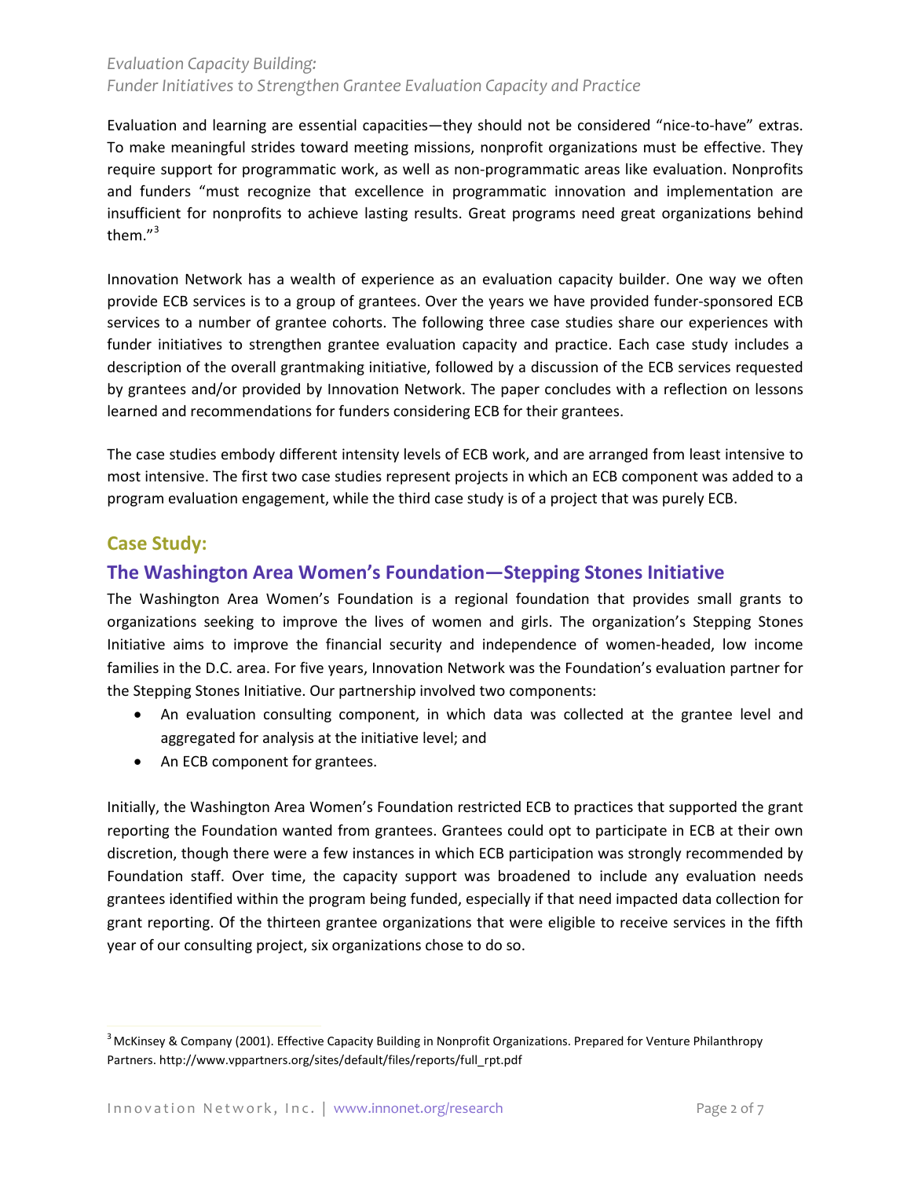Evaluation and learning are essential capacities—they should not be considered "nice-to-have" extras. To make meaningful strides toward meeting missions, nonprofit organizations must be effective. They require support for programmatic work, as well as non-programmatic areas like evaluation. Nonprofits and funders "must recognize that excellence in programmatic innovation and implementation are insufficient for nonprofits to achieve lasting results. Great programs need great organizations behind them."[3]

Innovation Network has a wealth of experience as an evaluation capacity builder. One way we often provide ECB services is to a group of grantees. Over the years we have provided funder-sponsored ECB services to a number of grantee cohorts. The following three case studies share our experiences with funder initiatives to strengthen grantee evaluation capacity and practice. Each case study includes a description of the overall grantmaking initiative, followed by a discussion of the ECB services requested by grantees and/or provided by Innovation Network. The paper concludes with a reflection on lessons learned and recommendations for funders considering ECB for their grantees.

The case studies embody different intensity levels of ECB work, and are arranged from least intensive to most intensive. The first two case studies represent projects in which an ECB component was added to a program evaluation engagement, while the third case study is of a project that was purely ECB.

## Case Study:

## The Washington Area Women's Foundation—Stepping Stones Initiative

The Washington Area Women's Foundation is a regional foundation that provides small grants to organizations seeking to improve the lives of women and girls. The organization's Stepping Stones Initiative aims to improve the financial security and independence of women-headed, low income families in the D.C. area. For five years, Innovation Network was the Foundation's evaluation partner for the Stepping Stones Initiative. Our partnership involved two components:

- An evaluation consulting component, in which data was collected at the grantee level and aggregated for analysis at the initiative level; and
- An ECB component for grantees.

Initially, the Washington Area Women's Foundation restricted ECB to practices that supported the grant reporting the Foundation wanted from grantees. Grantees could opt to participate in ECB at their own discretion, though there were a few instances in which ECB participation was strongly recommended by Foundation staff. Over time, the capacity support was broadened to include any evaluation needs grantees identified within the program being funded, especially if that need impacted data collection for grant reporting. Of the thirteen grantee organizations that were eligible to receive services in the fifth year of our consulting project, six organizations chose to do so.

[3] McKinsey & Company (2001). Effective Capacity Building in Nonprofit Organizations. Prepared for Venture Philanthropy Partners. http://www.vppartners.org/sites/default/files/reports/full_rpt.pdf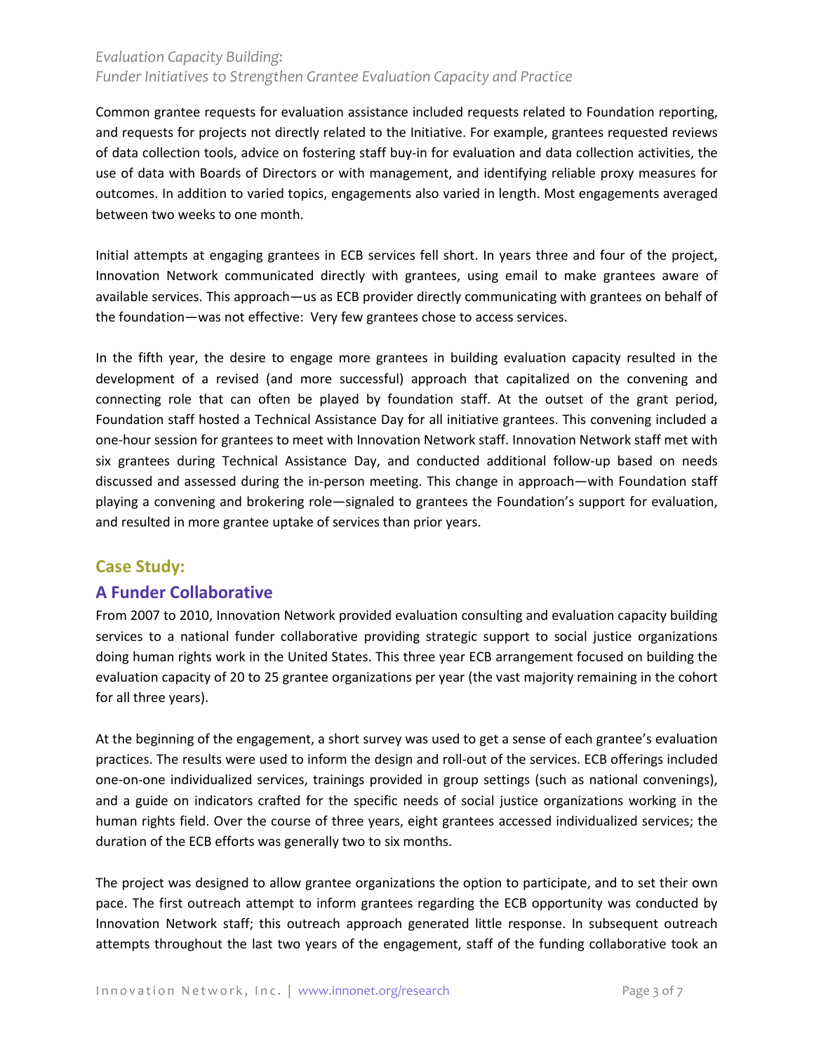Common grantee requests for evaluation assistance included requests related to Foundation reporting, and requests for projects not directly related to the Initiative. For example, grantees requested reviews of data collection tools, advice on fostering staff buy-in for evaluation and data collection activities, the use of data with Boards of Directors or with management, and identifying reliable proxy measures for outcomes. In addition to varied topics, engagements also varied in length. Most engagements averaged between two weeks to one month.

Initial attempts at engaging grantees in ECB services fell short. In years three and four of the project, Innovation Network communicated directly with grantees, using email to make grantees aware of available services. This approach—us as ECB provider directly communicating with grantees on behalf of the foundation—was not effective: Very few grantees chose to access services.

In the fifth year, the desire to engage more grantees in building evaluation capacity resulted in the development of a revised (and more successful) approach that capitalized on the convening and connecting role that can often be played by foundation staff. At the outset of the grant period, Foundation staff hosted a Technical Assistance Day for all initiative grantees. This convening included a one-hour session for grantees to meet with Innovation Network staff. Innovation Network staff met with six grantees during Technical Assistance Day, and conducted additional follow-up based on needs discussed and assessed during the in-person meeting. This change in approach—with Foundation staff playing a convening and brokering role—signaled to grantees the Foundation's support for evaluation, and resulted in more grantee uptake of services than prior years.

## Case Study:
## A Funder Collaborative

From 2007 to 2010, Innovation Network provided evaluation consulting and evaluation capacity building services to a national funder collaborative providing strategic support to social justice organizations doing human rights work in the United States. This three year ECB arrangement focused on building the evaluation capacity of 20 to 25 grantee organizations per year (the vast majority remaining in the cohort for all three years).

At the beginning of the engagement, a short survey was used to get a sense of each grantee's evaluation practices. The results were used to inform the design and roll-out of the services. ECB offerings included one-on-one individualized services, trainings provided in group settings (such as national convenings), and a guide on indicators crafted for the specific needs of social justice organizations working in the human rights field. Over the course of three years, eight grantees accessed individualized services; the duration of the ECB efforts was generally two to six months.

The project was designed to allow grantee organizations the option to participate, and to set their own pace. The first outreach attempt to inform grantees regarding the ECB opportunity was conducted by Innovation Network staff; this outreach approach generated little response. In subsequent outreach attempts throughout the last two years of the engagement, staff of the funding collaborative took an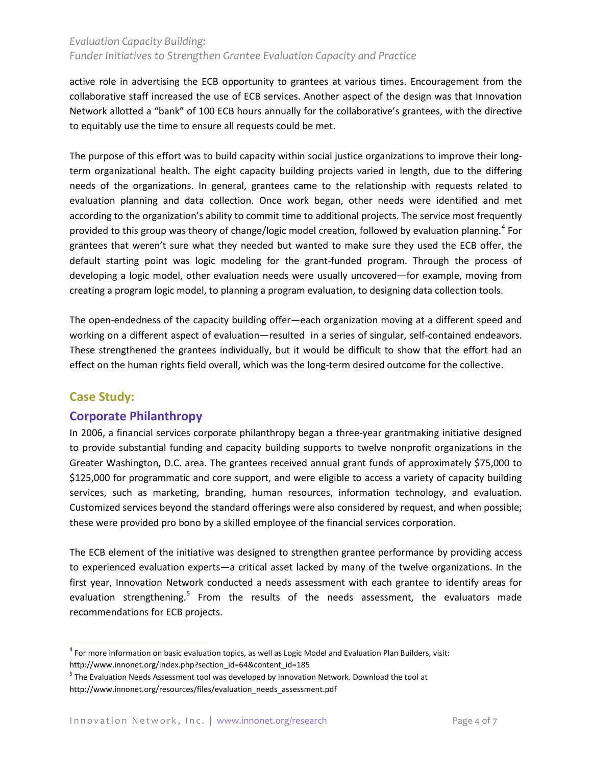active role in advertising the ECB opportunity to grantees at various times. Encouragement from the collaborative staff increased the use of ECB services. Another aspect of the design was that Innovation Network allotted a "bank" of 100 ECB hours annually for the collaborative's grantees, with the directive to equitably use the time to ensure all requests could be met.

The purpose of this effort was to build capacity within social justice organizations to improve their long-term organizational health. The eight capacity building projects varied in length, due to the differing needs of the organizations. In general, grantees came to the relationship with requests related to evaluation planning and data collection. Once work began, other needs were identified and met according to the organization's ability to commit time to additional projects. The service most frequently provided to this group was theory of change/logic model creation, followed by evaluation planning.[4] For grantees that weren't sure what they needed but wanted to make sure they used the ECB offer, the default starting point was logic modeling for the grant-funded program. Through the process of developing a logic model, other evaluation needs were usually uncovered—for example, moving from creating a program logic model, to planning a program evaluation, to designing data collection tools.

The open-endedness of the capacity building offer—each organization moving at a different speed and working on a different aspect of evaluation—resulted in a series of singular, self-contained endeavors. These strengthened the grantees individually, but it would be difficult to show that the effort had an effect on the human rights field overall, which was the long-term desired outcome for the collective.

## Case Study:
## Corporate Philanthropy

In 2006, a financial services corporate philanthropy began a three-year grantmaking initiative designed to provide substantial funding and capacity building supports to twelve nonprofit organizations in the Greater Washington, D.C. area. The grantees received annual grant funds of approximately $75,000 to $125,000 for programmatic and core support, and were eligible to access a variety of capacity building services, such as marketing, branding, human resources, information technology, and evaluation. Customized services beyond the standard offerings were also considered by request, and when possible; these were provided pro bono by a skilled employee of the financial services corporation.

The ECB element of the initiative was designed to strengthen grantee performance by providing access to experienced evaluation experts—a critical asset lacked by many of the twelve organizations. In the first year, Innovation Network conducted a needs assessment with each grantee to identify areas for evaluation strengthening.[5] From the results of the needs assessment, the evaluators made recommendations for ECB projects.

---

[4] For more information on basic evaluation topics, as well as Logic Model and Evaluation Plan Builders, visit: http://www.innonet.org/index.php?section_id=64&content_id=185

[5] The Evaluation Needs Assessment tool was developed by Innovation Network. Download the tool at http://www.innonet.org/resources/files/evaluation_needs_assessment.pdf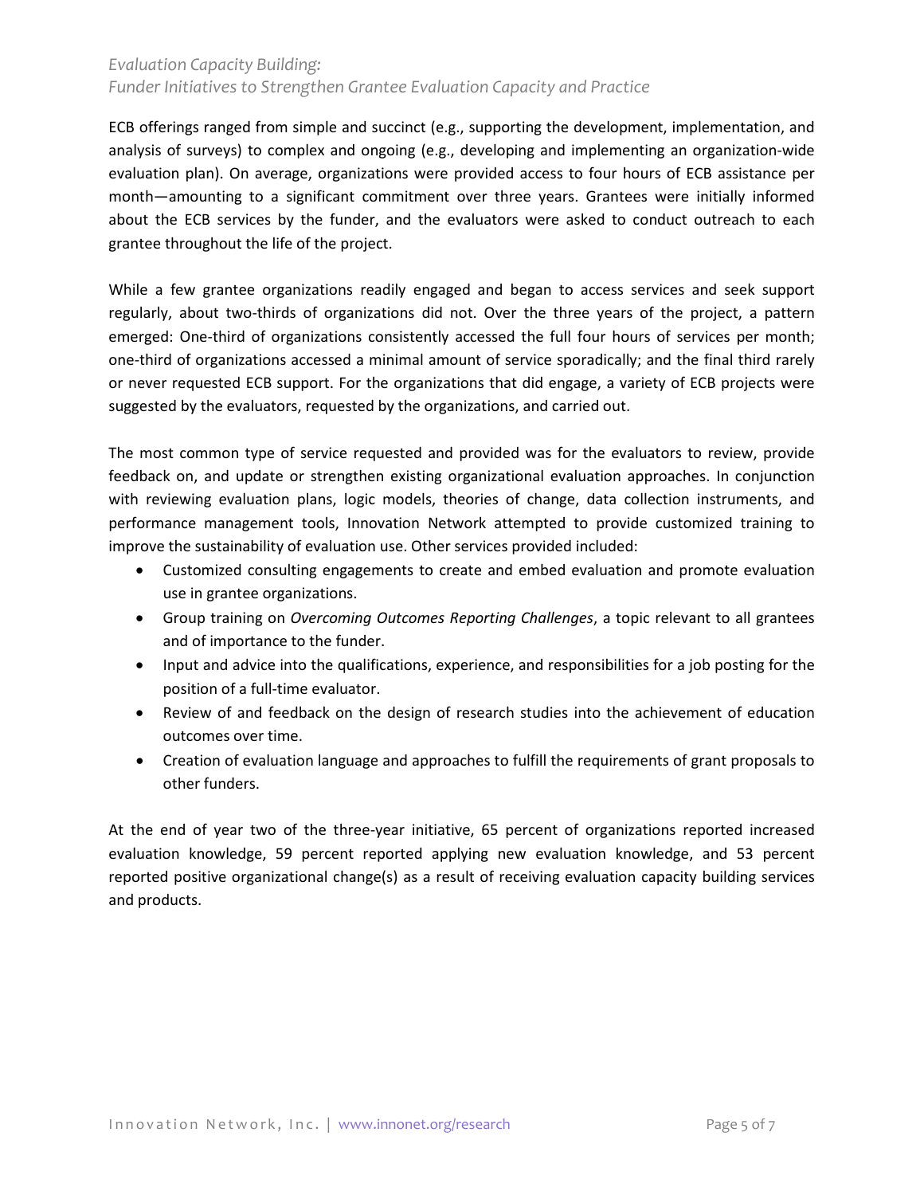ECB offerings ranged from simple and succinct (e.g., supporting the development, implementation, and analysis of surveys) to complex and ongoing (e.g., developing and implementing an organization-wide evaluation plan). On average, organizations were provided access to four hours of ECB assistance per month—amounting to a significant commitment over three years. Grantees were initially informed about the ECB services by the funder, and the evaluators were asked to conduct outreach to each grantee throughout the life of the project.

While a few grantee organizations readily engaged and began to access services and seek support regularly, about two-thirds of organizations did not. Over the three years of the project, a pattern emerged: One-third of organizations consistently accessed the full four hours of services per month; one-third of organizations accessed a minimal amount of service sporadically; and the final third rarely or never requested ECB support. For the organizations that did engage, a variety of ECB projects were suggested by the evaluators, requested by the organizations, and carried out.

The most common type of service requested and provided was for the evaluators to review, provide feedback on, and update or strengthen existing organizational evaluation approaches. In conjunction with reviewing evaluation plans, logic models, theories of change, data collection instruments, and performance management tools, Innovation Network attempted to provide customized training to improve the sustainability of evaluation use. Other services provided included:

- Customized consulting engagements to create and embed evaluation and promote evaluation use in grantee organizations.
- Group training on *Overcoming Outcomes Reporting Challenges*, a topic relevant to all grantees and of importance to the funder.
- Input and advice into the qualifications, experience, and responsibilities for a job posting for the position of a full-time evaluator.
- Review of and feedback on the design of research studies into the achievement of education outcomes over time.
- Creation of evaluation language and approaches to fulfill the requirements of grant proposals to other funders.

At the end of year two of the three-year initiative, 65 percent of organizations reported increased evaluation knowledge, 59 percent reported applying new evaluation knowledge, and 53 percent reported positive organizational change(s) as a result of receiving evaluation capacity building services and products.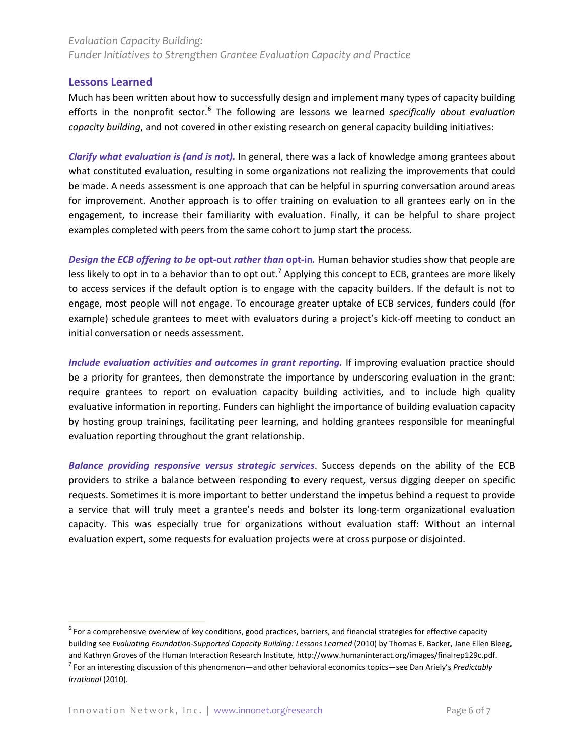## Lessons Learned

Much has been written about how to successfully design and implement many types of capacity building efforts in the nonprofit sector.[6] The following are lessons we learned *specifically about evaluation capacity building*, and not covered in other existing research on general capacity building initiatives:

***Clarify what evaluation is (and is not).*** In general, there was a lack of knowledge among grantees about what constituted evaluation, resulting in some organizations not realizing the improvements that could be made. A needs assessment is one approach that can be helpful in spurring conversation around areas for improvement. Another approach is to offer training on evaluation to all grantees early on in the engagement, to increase their familiarity with evaluation. Finally, it can be helpful to share project examples completed with peers from the same cohort to jump start the process.

***Design the ECB offering to be* opt-out *rather than* opt-in.** Human behavior studies show that people are less likely to opt in to a behavior than to opt out.[7] Applying this concept to ECB, grantees are more likely to access services if the default option is to engage with the capacity builders. If the default is not to engage, most people will not engage. To encourage greater uptake of ECB services, funders could (for example) schedule grantees to meet with evaluators during a project's kick-off meeting to conduct an initial conversation or needs assessment.

***Include evaluation activities and outcomes in grant reporting.*** If improving evaluation practice should be a priority for grantees, then demonstrate the importance by underscoring evaluation in the grant: require grantees to report on evaluation capacity building activities, and to include high quality evaluative information in reporting. Funders can highlight the importance of building evaluation capacity by hosting group trainings, facilitating peer learning, and holding grantees responsible for meaningful evaluation reporting throughout the grant relationship.

***Balance providing responsive versus strategic services***. Success depends on the ability of the ECB providers to strike a balance between responding to every request, versus digging deeper on specific requests. Sometimes it is more important to better understand the impetus behind a request to provide a service that will truly meet a grantee's needs and bolster its long-term organizational evaluation capacity. This was especially true for organizations without evaluation staff: Without an internal evaluation expert, some requests for evaluation projects were at cross purpose or disjointed.

---

[6] For a comprehensive overview of key conditions, good practices, barriers, and financial strategies for effective capacity building see *Evaluating Foundation-Supported Capacity Building: Lessons Learned* (2010) by Thomas E. Backer, Jane Ellen Bleeg, and Kathryn Groves of the Human Interaction Research Institute, http://www.humaninteract.org/images/finalrep129c.pdf.

[7] For an interesting discussion of this phenomenon—and other behavioral economics topics—see Dan Ariely's *Predictably Irrational* (2010).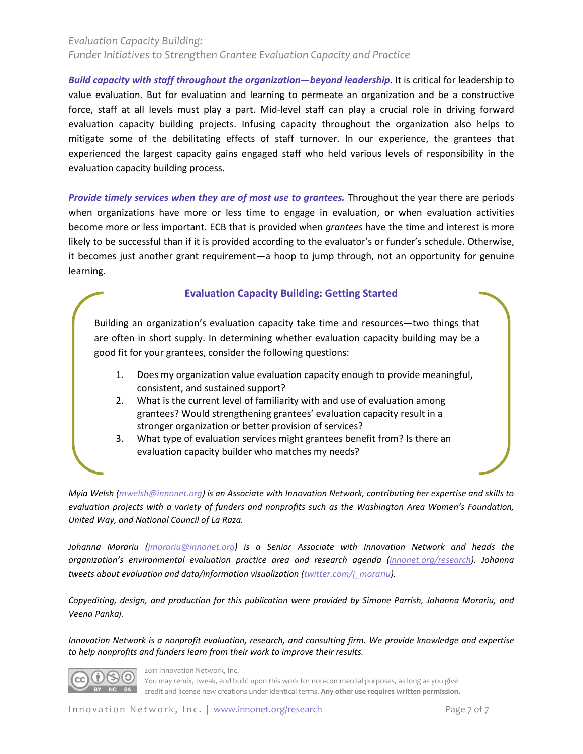***Build capacity with staff throughout the organization—beyond leadership***. It is critical for leadership to value evaluation. But for evaluation and learning to permeate an organization and be a constructive force, staff at all levels must play a part. Mid-level staff can play a crucial role in driving forward evaluation capacity building projects. Infusing capacity throughout the organization also helps to mitigate some of the debilitating effects of staff turnover. In our experience, the grantees that experienced the largest capacity gains engaged staff who held various levels of responsibility in the evaluation capacity building process.

***Provide timely services when they are of most use to grantees.*** Throughout the year there are periods when organizations have more or less time to engage in evaluation, or when evaluation activities become more or less important. ECB that is provided when *grantees* have the time and interest is more likely to be successful than if it is provided according to the evaluator's or funder's schedule. Otherwise, it becomes just another grant requirement—a hoop to jump through, not an opportunity for genuine learning.

### Evaluation Capacity Building: Getting Started

Building an organization's evaluation capacity take time and resources—two things that are often in short supply. In determining whether evaluation capacity building may be a good fit for your grantees, consider the following questions:

1. Does my organization value evaluation capacity enough to provide meaningful, consistent, and sustained support?
2. What is the current level of familiarity with and use of evaluation among grantees? Would strengthening grantees' evaluation capacity result in a stronger organization or better provision of services?
3. What type of evaluation services might grantees benefit from? Is there an evaluation capacity builder who matches my needs?

*Myia Welsh (mwelsh@innonet.org) is an Associate with Innovation Network, contributing her expertise and skills to evaluation projects with a variety of funders and nonprofits such as the Washington Area Women's Foundation, United Way, and National Council of La Raza.*

*Johanna Morariu (jmorariu@innonet.org) is a Senior Associate with Innovation Network and heads the organization's environmental evaluation practice area and research agenda (innonet.org/research). Johanna tweets about evaluation and data/information visualization (twitter.com/j_morariu).*

*Copyediting, design, and production for this publication were provided by Simone Parrish, Johanna Morariu, and Veena Pankaj.*

*Innovation Network is a nonprofit evaluation, research, and consulting firm. We provide knowledge and expertise to help nonprofits and funders learn from their work to improve their results.*

2011 Innovation Network, Inc.
You may remix, tweak, and build upon this work for non-commercial purposes, as long as you give credit and license new creations under identical terms. **Any other use requires written permission.**